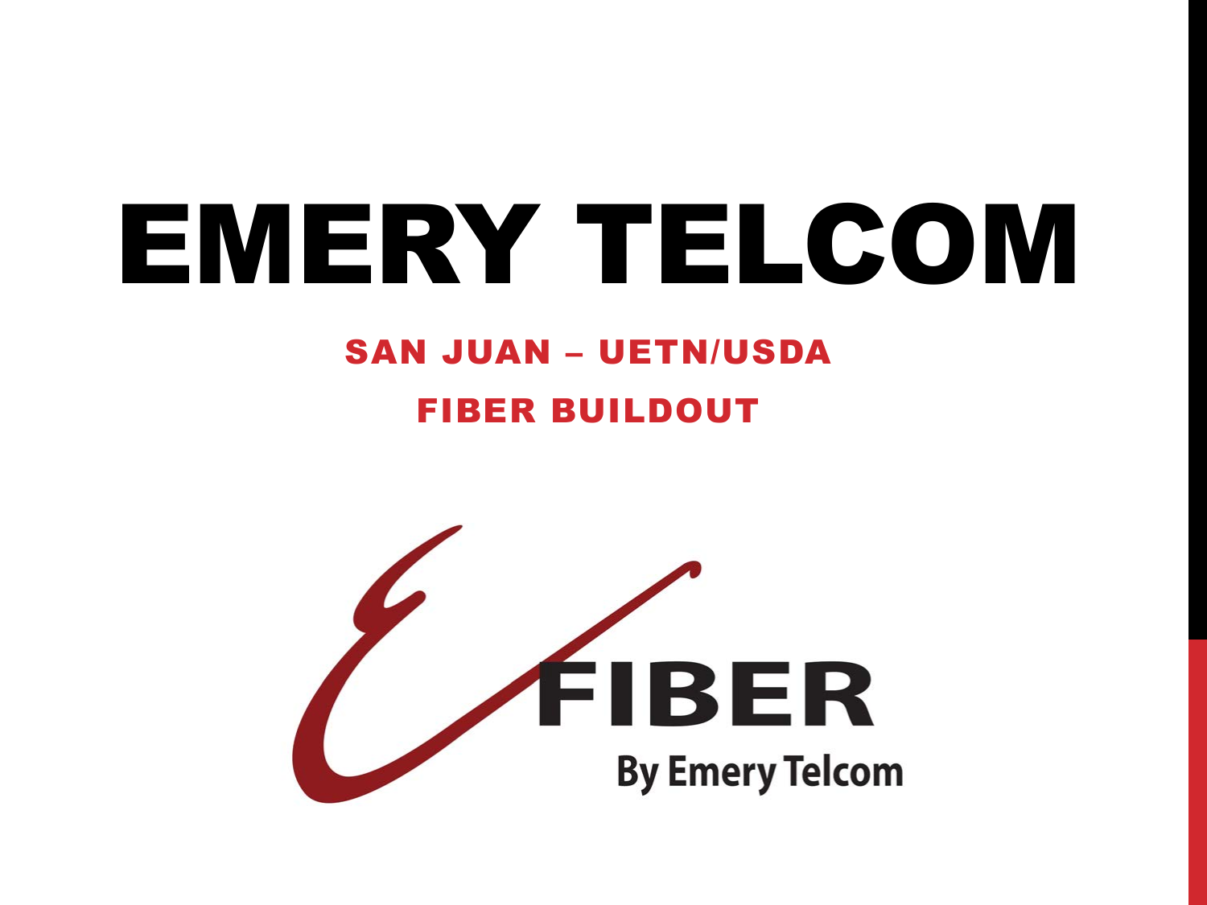# EMERY TELCOM

## SAN JUAN – UETN/USDA

## FIBER BUILDOUT

FIBER

By Emery Telcom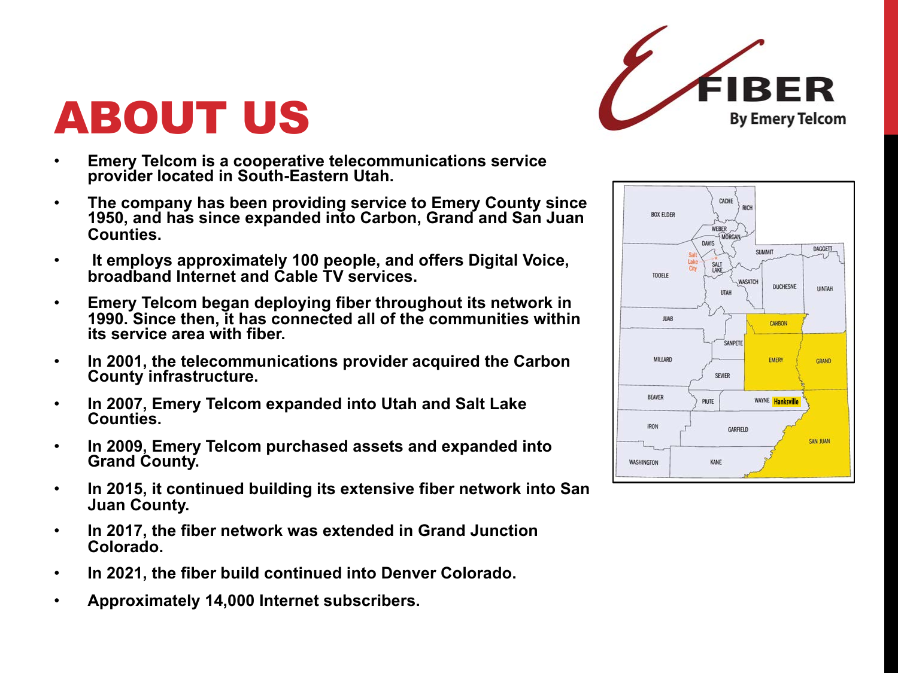# ABOUT US

- Emery Telcom is a cooperative telecommunications service provider located in South-Eastern Utah.
- The company has been providing service to Emery County since 1950, and has since expanded into Carbon, Grand and San Juan Counties.
- It employs approximately 100 people, and offers Digital Voice, broadband Internet and Cable TV services.
- Emery Telcom began deploying fiber throughout its network in 1990. Since then, it has connected all of the communities within its service area with fiber.
- In 2001, the telecommunications provider acquired the Carbon County infrastructure.
- In 2007, Emery Telcom expanded into Utah and Salt Lake Counties.
- In 2009, Emery Telcom purchased assets and expanded into Grand County.
- In 2015, it continued building its extensive fiber network into San Juan County.
- In 2017, the fiber network was extended in Grand Junction Colorado.
- In 2021, the fiber build continued into Denver Colorado.
- Approximately 14,000 Internet subscribers.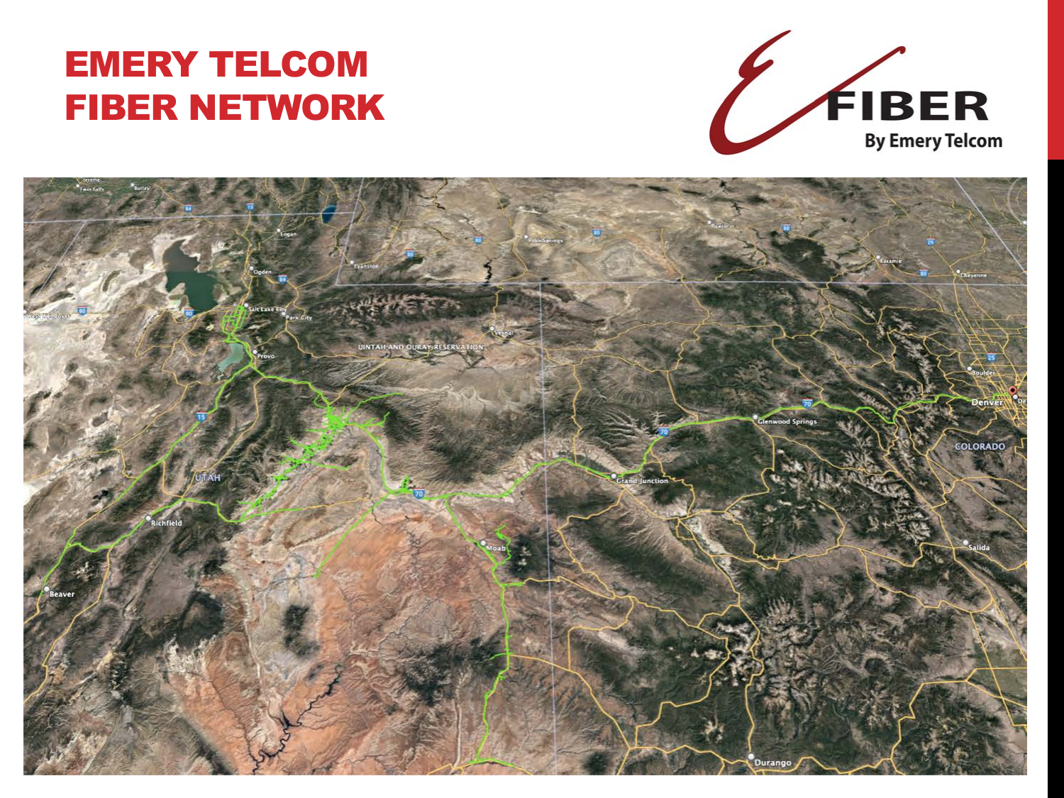# EMERY TELCOM FIBER NETWORK

FIBER By Emery Telcom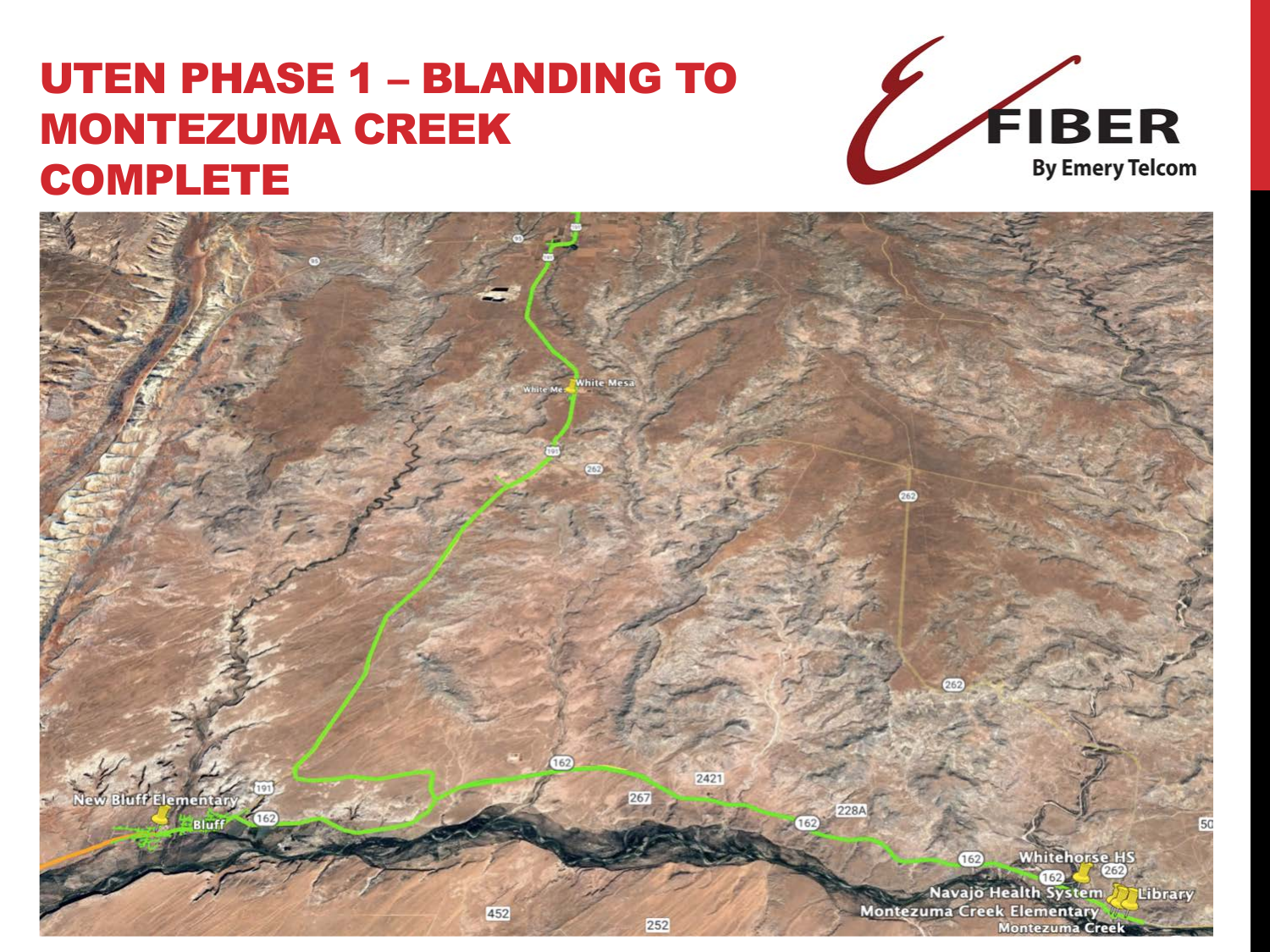# UTEN PHASE 1 – BLANDING TO MONTEZUMA CREEK COMPLETE

E FIBER By Emery Telcom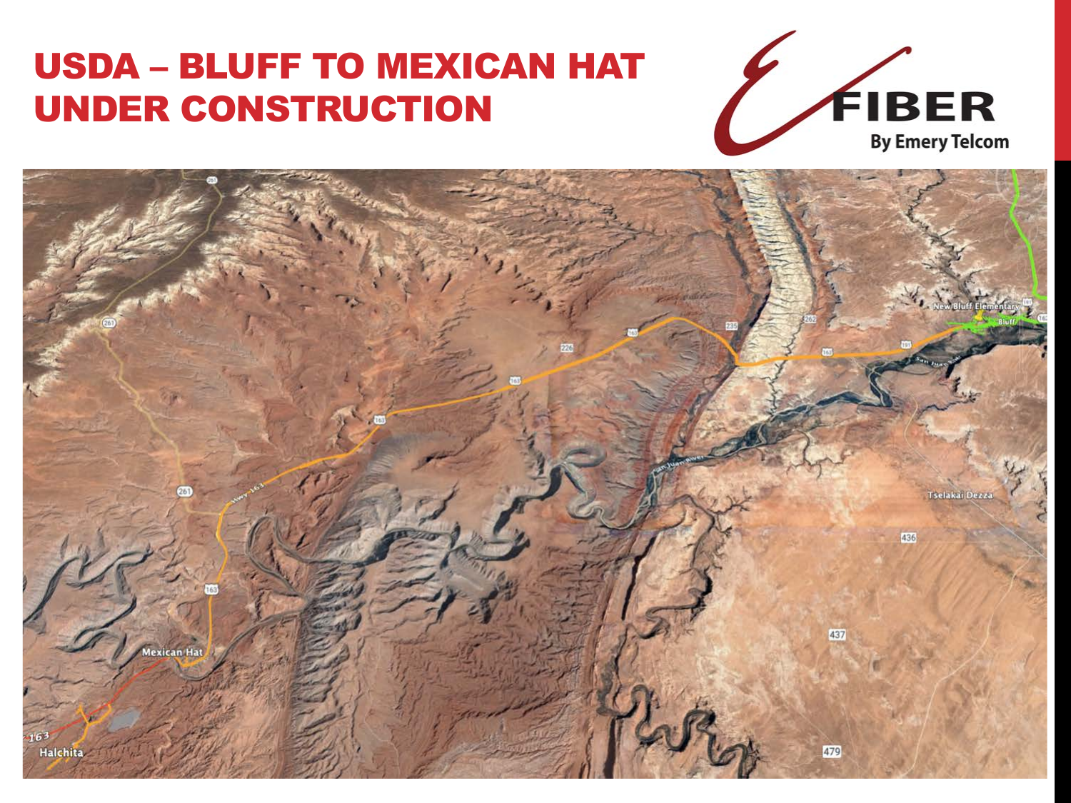# USDA – BLUFF TO MEXICAN HAT UNDER CONSTRUCTION

FIBER
By Emery Telcom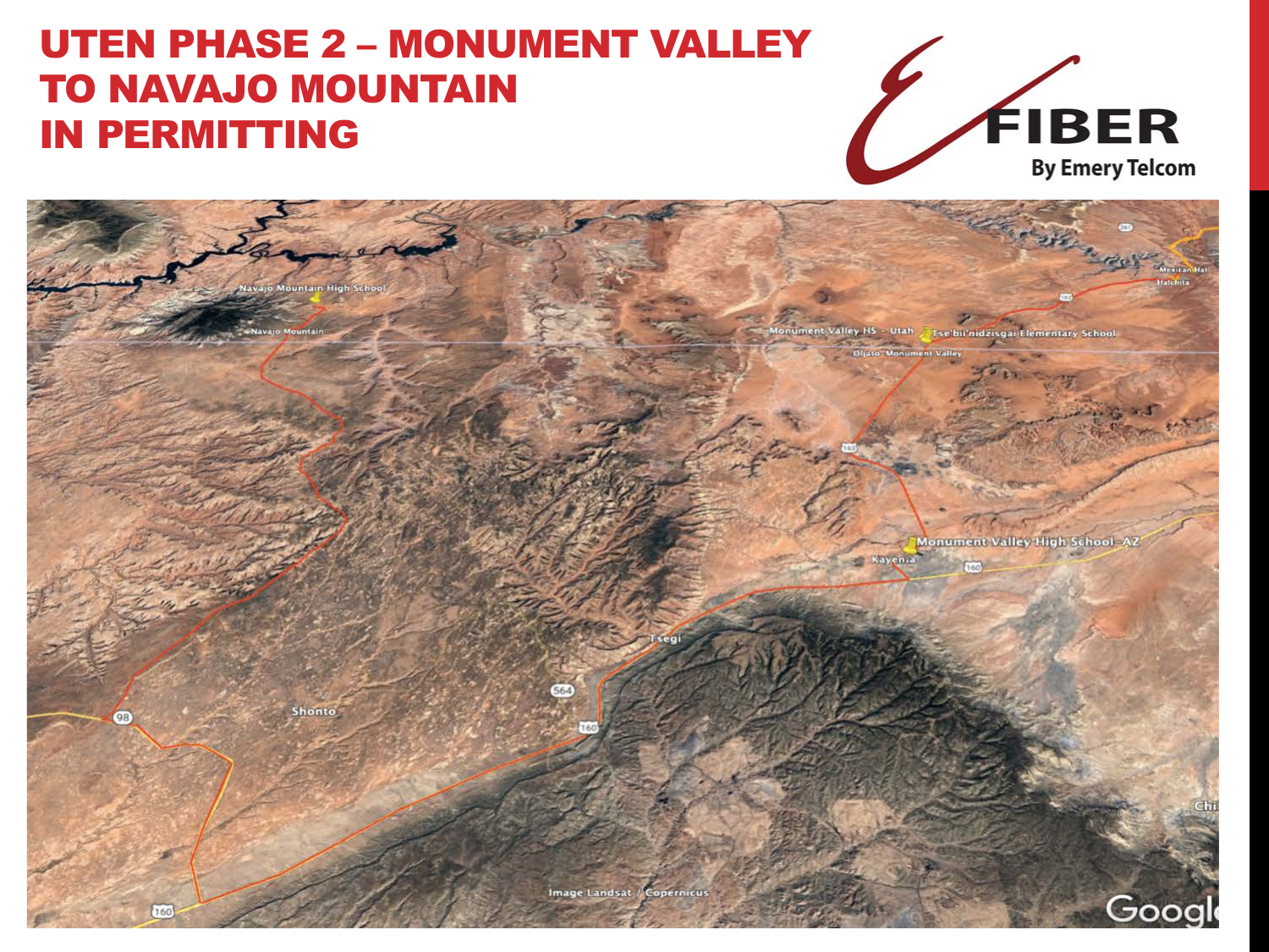# UTEN PHASE 2 – MONUMENT VALLEY TO NAVAJO MOUNTAIN IN PERMITTING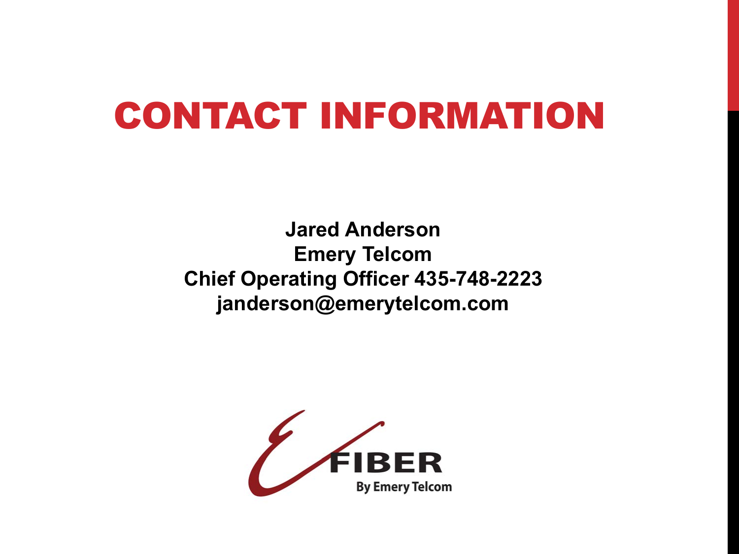# CONTACT INFORMATION

**Jared Anderson**
**Emery Telcom**
**Chief Operating Officer 435-748-2223**
**janderson@emerytelcom.com**

FIBER
By Emery Telcom